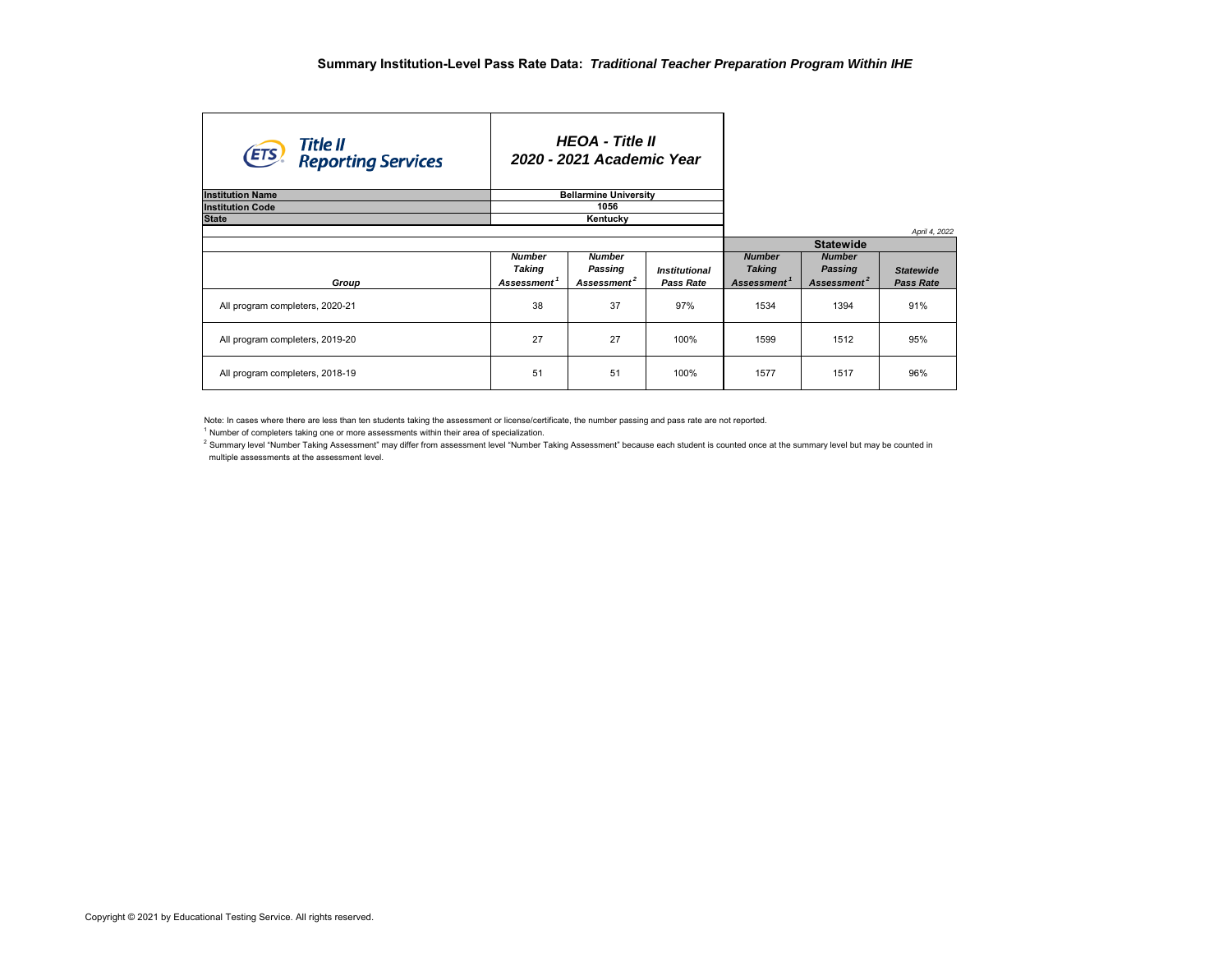## Summary Institution-Level Pass Rate Data: *Traditional Teacher Preparation Program Within IHE*

ETS Title II Reporting Services

### *HEOA - Title II*
### *2020 - 2021 Academic Year*

| | |
|---|---|
| **Institution Name** | **Bellarmine University** |
| **Institution Code** | **1056** |
| **State** | **Kentucky** |

*April 4, 2022*

| | | | | Statewide | | |
|---|---|---|---|---|---|---|
| ***Group*** | ***Number Taking Assessment[1]*** | ***Number Passing Assessment[2]*** | ***Institutional Pass Rate*** | ***Number Taking Assessment[1]*** | ***Number Passing Assessment[2]*** | ***Statewide Pass Rate*** |
| All program completers, 2020-21 | 38 | 37 | 97% | 1534 | 1394 | 91% |
| All program completers, 2019-20 | 27 | 27 | 100% | 1599 | 1512 | 95% |
| All program completers, 2018-19 | 51 | 51 | 100% | 1577 | 1517 | 96% |

Note: In cases where there are less than ten students taking the assessment or license/certificate, the number passing and pass rate are not reported.

[1] Number of completers taking one or more assessments within their area of specialization.

[2] Summary level "Number Taking Assessment" may differ from assessment level "Number Taking Assessment" because each student is counted once at the summary level but may be counted in multiple assessments at the assessment level.

Copyright © 2021 by Educational Testing Service. All rights reserved.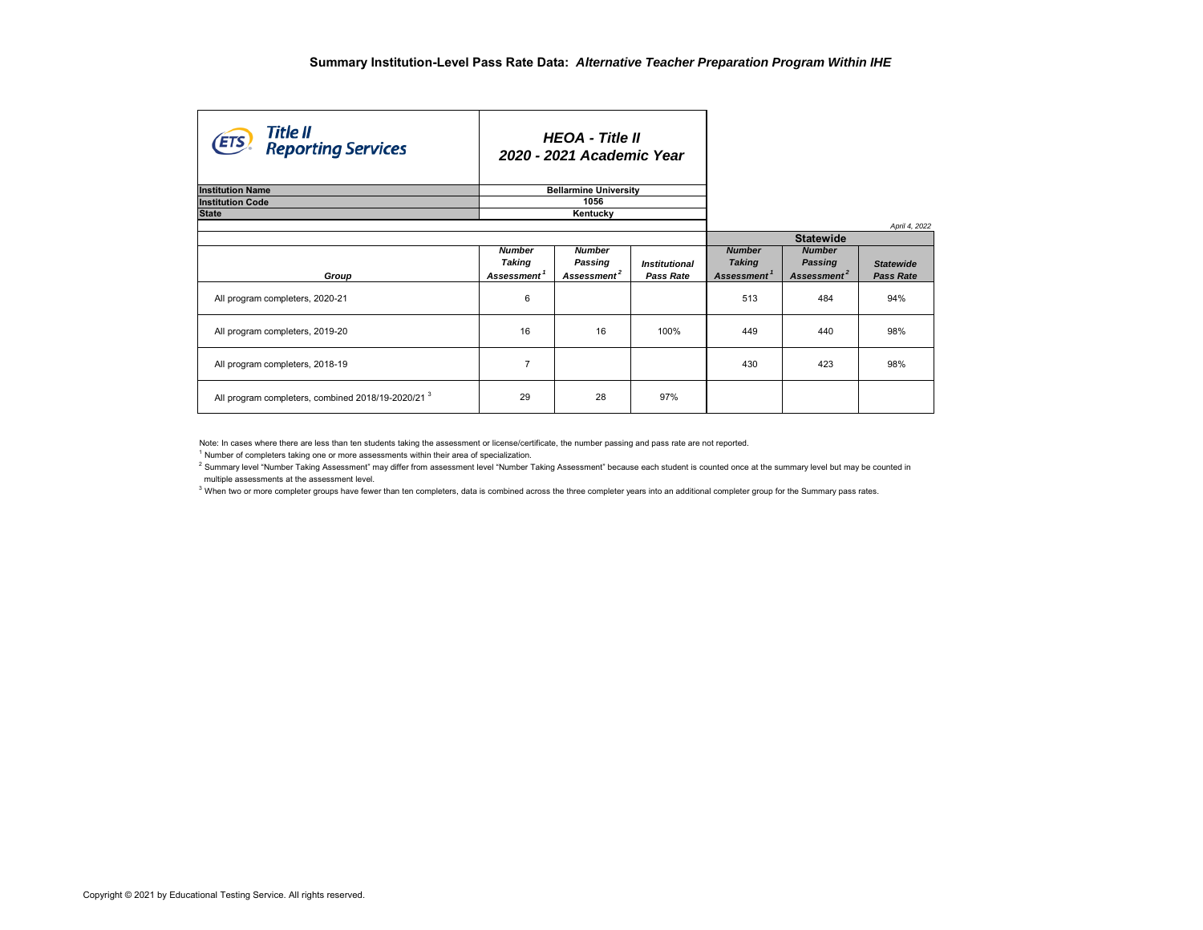## Summary Institution-Level Pass Rate Data: *Alternative Teacher Preparation Program Within IHE*

**Title II Reporting Services**

***HEOA - Title II***
***2020 - 2021 Academic Year***

| | |
|---|---|
| **Institution Name** | **Bellarmine University** |
| **Institution Code** | **1056** |
| **State** | **Kentucky** |

*April 4, 2022*

| | | | | Statewide | | |
|---|---|---|---|---|---|---|
| *Group* | *Number Taking Assessment*[1] | *Number Passing Assessment*[2] | *Institutional Pass Rate* | *Number Taking Assessment*[1] | *Number Passing Assessment*[2] | *Statewide Pass Rate* |
| All program completers, 2020-21 | 6 | | | 513 | 484 | 94% |
| All program completers, 2019-20 | 16 | 16 | 100% | 449 | 440 | 98% |
| All program completers, 2018-19 | 7 | | | 430 | 423 | 98% |
| All program completers, combined 2018/19-2020/21[3] | 29 | 28 | 97% | | | |

Note: In cases where there are less than ten students taking the assessment or license/certificate, the number passing and pass rate are not reported.

[1] Number of completers taking one or more assessments within their area of specialization.

[2] Summary level "Number Taking Assessment" may differ from assessment level "Number Taking Assessment" because each student is counted once at the summary level but may be counted in multiple assessments at the assessment level.

[3] When two or more completer groups have fewer than ten completers, data is combined across the three completer years into an additional completer group for the Summary pass rates.

Copyright © 2021 by Educational Testing Service. All rights reserved.